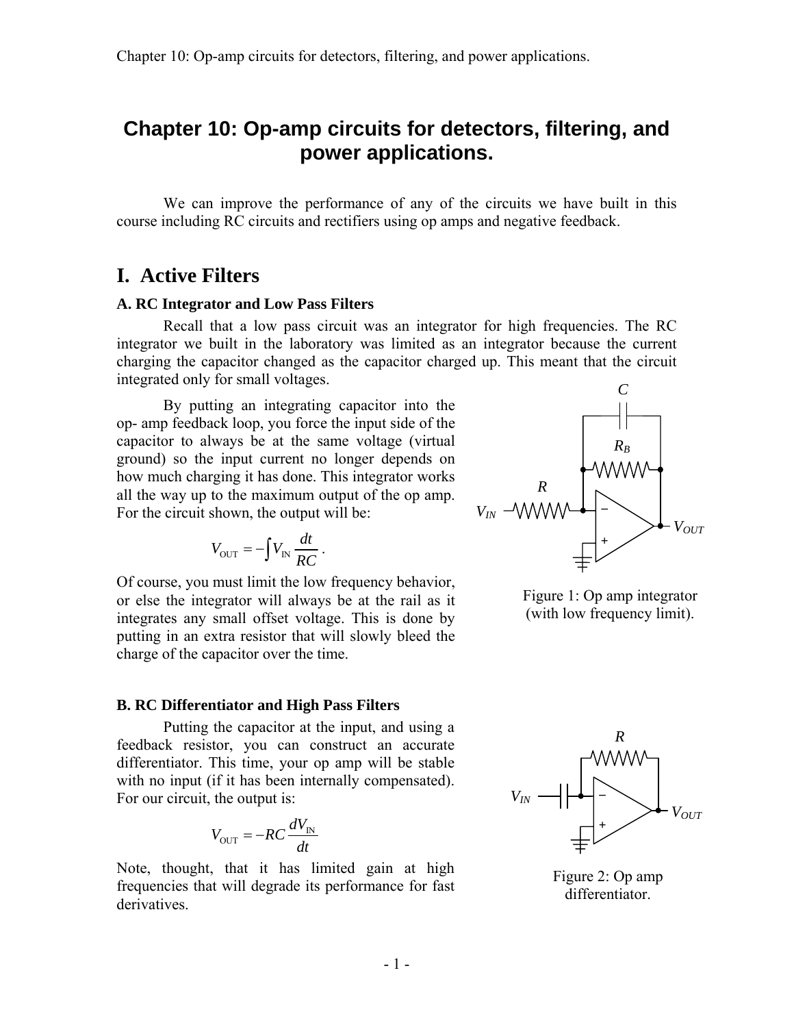# Chapter 10: Op-amp circuits for detectors, filtering, and power applications.

We can improve the performance of any of the circuits we have built in this course including RC circuits and rectifiers using op amps and negative feedback.

## I. Active Filters

### A. RC Integrator and Low Pass Filters

Recall that a low pass circuit was an integrator for high frequencies. The RC integrator we built in the laboratory was limited as an integrator because the current charging the capacitor changed as the capacitor charged up. This meant that the circuit integrated only for small voltages.

By putting an integrating capacitor into the op- amp feedback loop, you force the input side of the capacitor to always be at the same voltage (virtual ground) so the input current no longer depends on how much charging it has done. This integrator works all the way up to the maximum output of the op amp. For the circuit shown, the output will be:

$$V_{\mathrm{OUT}} = -\int V_{\mathrm{IN}} \frac{dt}{RC}.$$

Of course, you must limit the low frequency behavior, or else the integrator will always be at the rail as it integrates any small offset voltage. This is done by putting in an extra resistor that will slowly bleed the charge of the capacitor over the time.

Figure 1: Op amp integrator (with low frequency limit).

### B. RC Differentiator and High Pass Filters

Putting the capacitor at the input, and using a feedback resistor, you can construct an accurate differentiator. This time, your op amp will be stable with no input (if it has been internally compensated). For our circuit, the output is:

$$V_{\mathrm{OUT}} = -RC \frac{dV_{\mathrm{IN}}}{dt}$$

Note, thought, that it has limited gain at high frequencies that will degrade its performance for fast derivatives.

Figure 2: Op amp differentiator.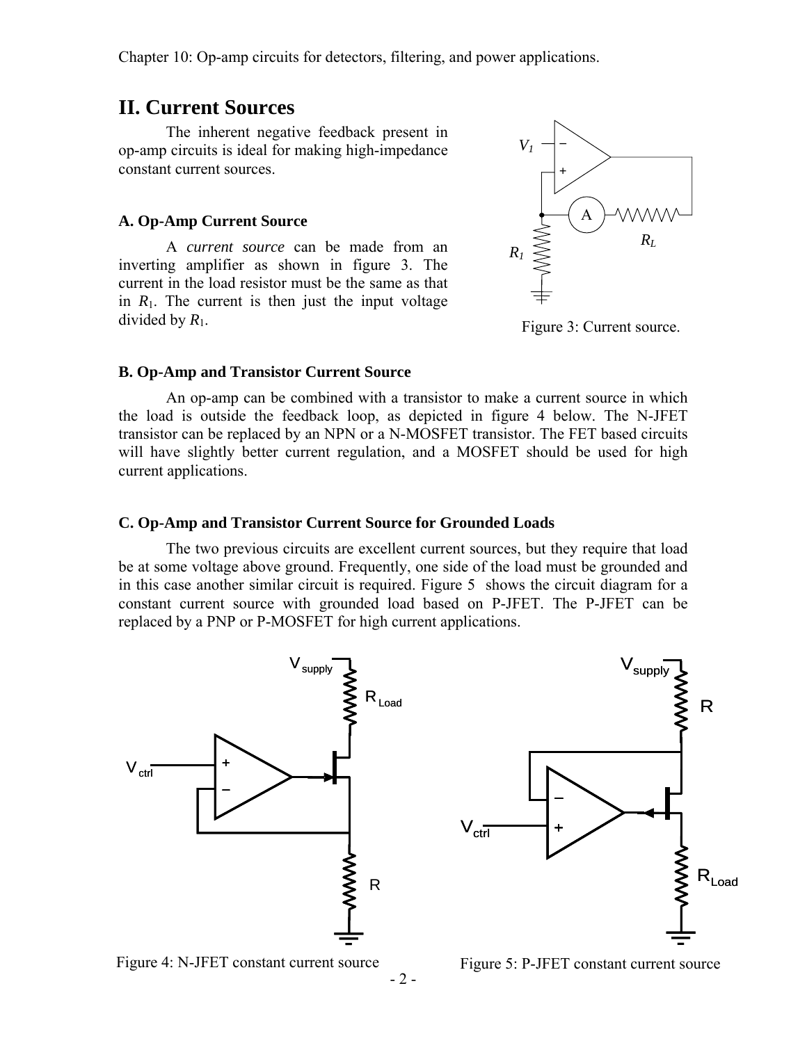## II. Current Sources

The inherent negative feedback present in op-amp circuits is ideal for making high-impedance constant current sources.

### A. Op-Amp Current Source

A *current source* can be made from an inverting amplifier as shown in figure 3. The current in the load resistor must be the same as that in $R_1$. The current is then just the input voltage divided by $R_1$.

Figure 3: Current source.

### B. Op-Amp and Transistor Current Source

An op-amp can be combined with a transistor to make a current source in which the load is outside the feedback loop, as depicted in figure 4 below. The N-JFET transistor can be replaced by an NPN or a N-MOSFET transistor. The FET based circuits will have slightly better current regulation, and a MOSFET should be used for high current applications.

### C. Op-Amp and Transistor Current Source for Grounded Loads

The two previous circuits are excellent current sources, but they require that load be at some voltage above ground. Frequently, one side of the load must be grounded and in this case another similar circuit is required. Figure 5 shows the circuit diagram for a constant current source with grounded load based on P-JFET. The P-JFET can be replaced by a PNP or P-MOSFET for high current applications.

Figure 4: N-JFET constant current source

Figure 5: P-JFET constant current source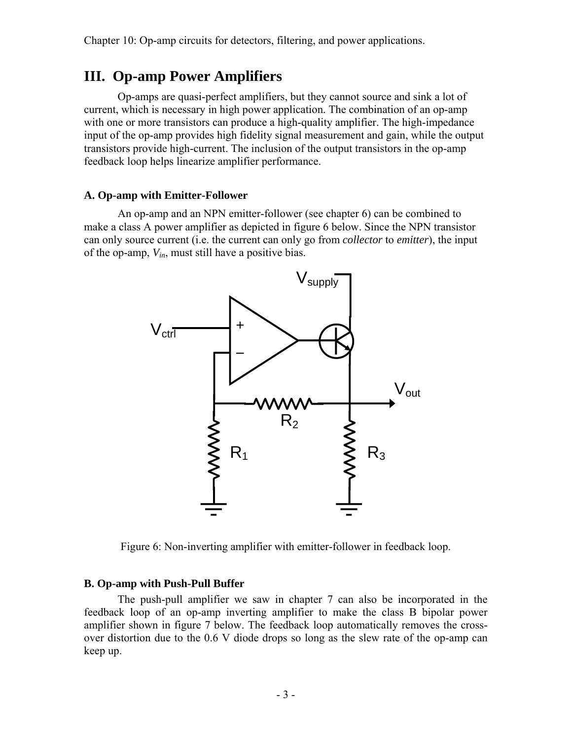## III. Op-amp Power Amplifiers

Op-amps are quasi-perfect amplifiers, but they cannot source and sink a lot of current, which is necessary in high power application. The combination of an op-amp with one or more transistors can produce a high-quality amplifier. The high-impedance input of the op-amp provides high fidelity signal measurement and gain, while the output transistors provide high-current. The inclusion of the output transistors in the op-amp feedback loop helps linearize amplifier performance.

### A. Op-amp with Emitter-Follower

An op-amp and an NPN emitter-follower (see chapter 6) can be combined to make a class A power amplifier as depicted in figure 6 below. Since the NPN transistor can only source current (i.e. the current can only go from *collector* to *emitter*), the input of the op-amp, $V_{in}$, must still have a positive bias.

Figure 6: Non-inverting amplifier with emitter-follower in feedback loop.

### B. Op-amp with Push-Pull Buffer

The push-pull amplifier we saw in chapter 7 can also be incorporated in the feedback loop of an op-amp inverting amplifier to make the class B bipolar power amplifier shown in figure 7 below. The feedback loop automatically removes the cross-over distortion due to the 0.6 V diode drops so long as the slew rate of the op-amp can keep up.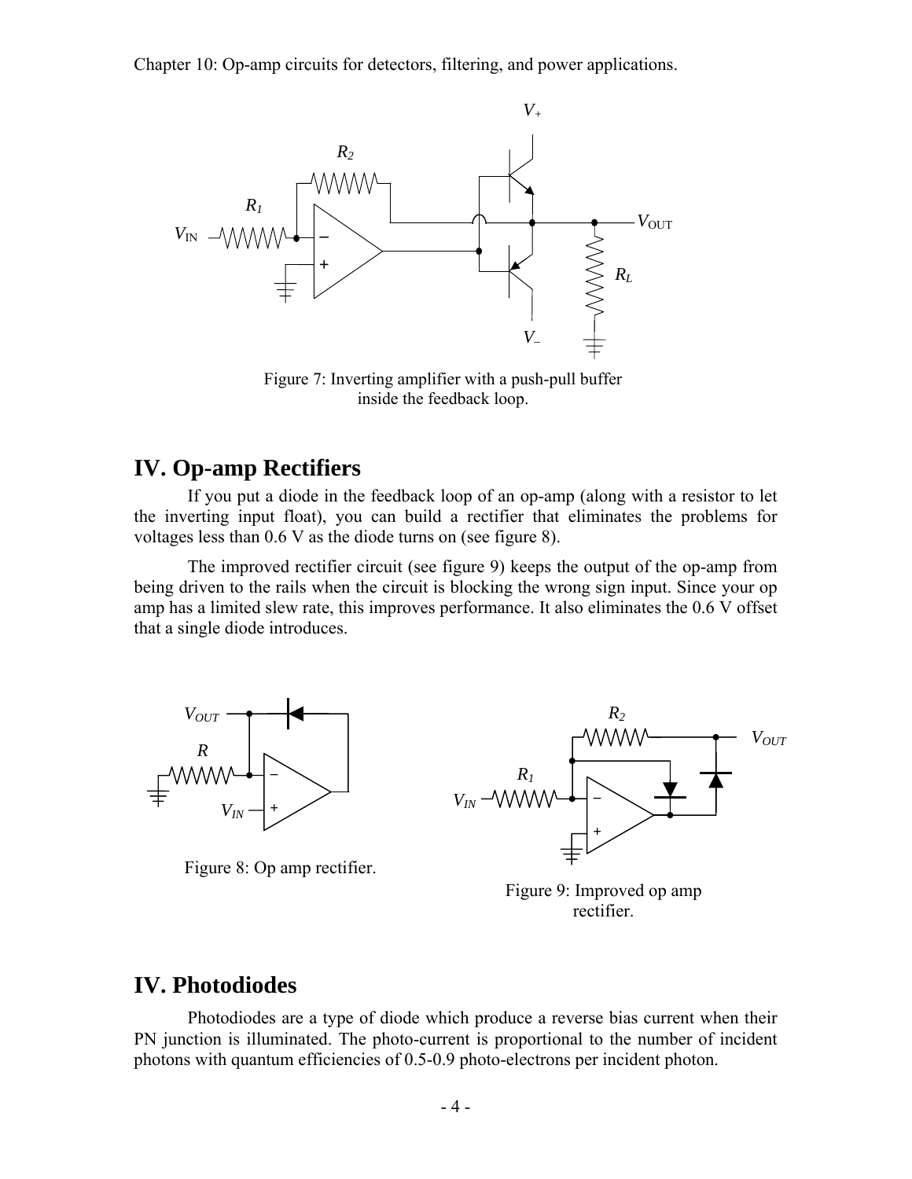Figure 7: Inverting amplifier with a push-pull buffer inside the feedback loop.

## IV. Op-amp Rectifiers

If you put a diode in the feedback loop of an op-amp (along with a resistor to let the inverting input float), you can build a rectifier that eliminates the problems for voltages less than 0.6 V as the diode turns on (see figure 8).

The improved rectifier circuit (see figure 9) keeps the output of the op-amp from being driven to the rails when the circuit is blocking the wrong sign input. Since your op amp has a limited slew rate, this improves performance. It also eliminates the 0.6 V offset that a single diode introduces.

Figure 8: Op amp rectifier.

Figure 9: Improved op amp rectifier.

## IV. Photodiodes

Photodiodes are a type of diode which produce a reverse bias current when their PN junction is illuminated. The photo-current is proportional to the number of incident photons with quantum efficiencies of 0.5-0.9 photo-electrons per incident photon.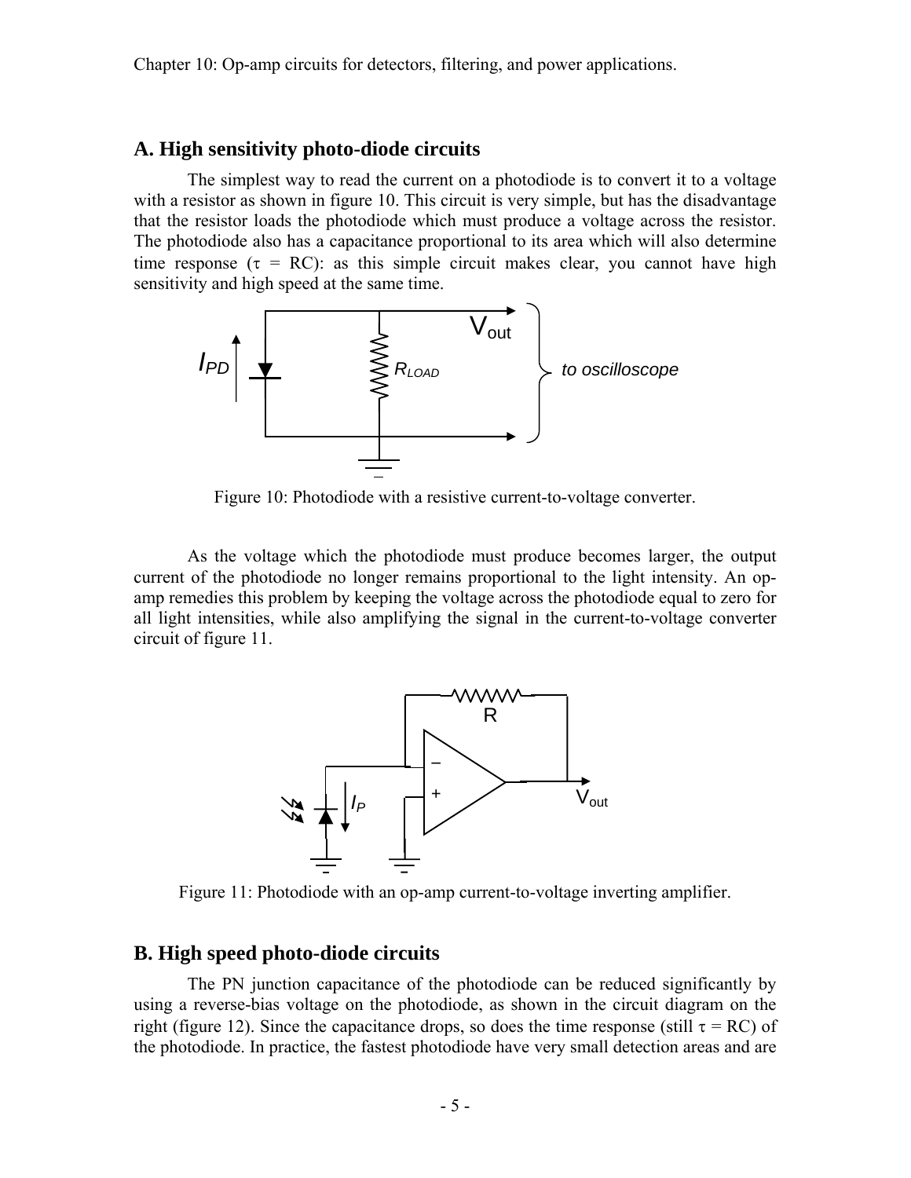## A. High sensitivity photo-diode circuits

The simplest way to read the current on a photodiode is to convert it to a voltage with a resistor as shown in figure 10. This circuit is very simple, but has the disadvantage that the resistor loads the photodiode which must produce a voltage across the resistor. The photodiode also has a capacitance proportional to its area which will also determine time response ($\tau$ = RC): as this simple circuit makes clear, you cannot have high sensitivity and high speed at the same time.

Figure 10: Photodiode with a resistive current-to-voltage converter.

As the voltage which the photodiode must produce becomes larger, the output current of the photodiode no longer remains proportional to the light intensity. An op-amp remedies this problem by keeping the voltage across the photodiode equal to zero for all light intensities, while also amplifying the signal in the current-to-voltage converter circuit of figure 11.

Figure 11: Photodiode with an op-amp current-to-voltage inverting amplifier.

## B. High speed photo-diode circuits

The PN junction capacitance of the photodiode can be reduced significantly by using a reverse-bias voltage on the photodiode, as shown in the circuit diagram on the right (figure 12). Since the capacitance drops, so does the time response (still $\tau$ = RC) of the photodiode. In practice, the fastest photodiode have very small detection areas and are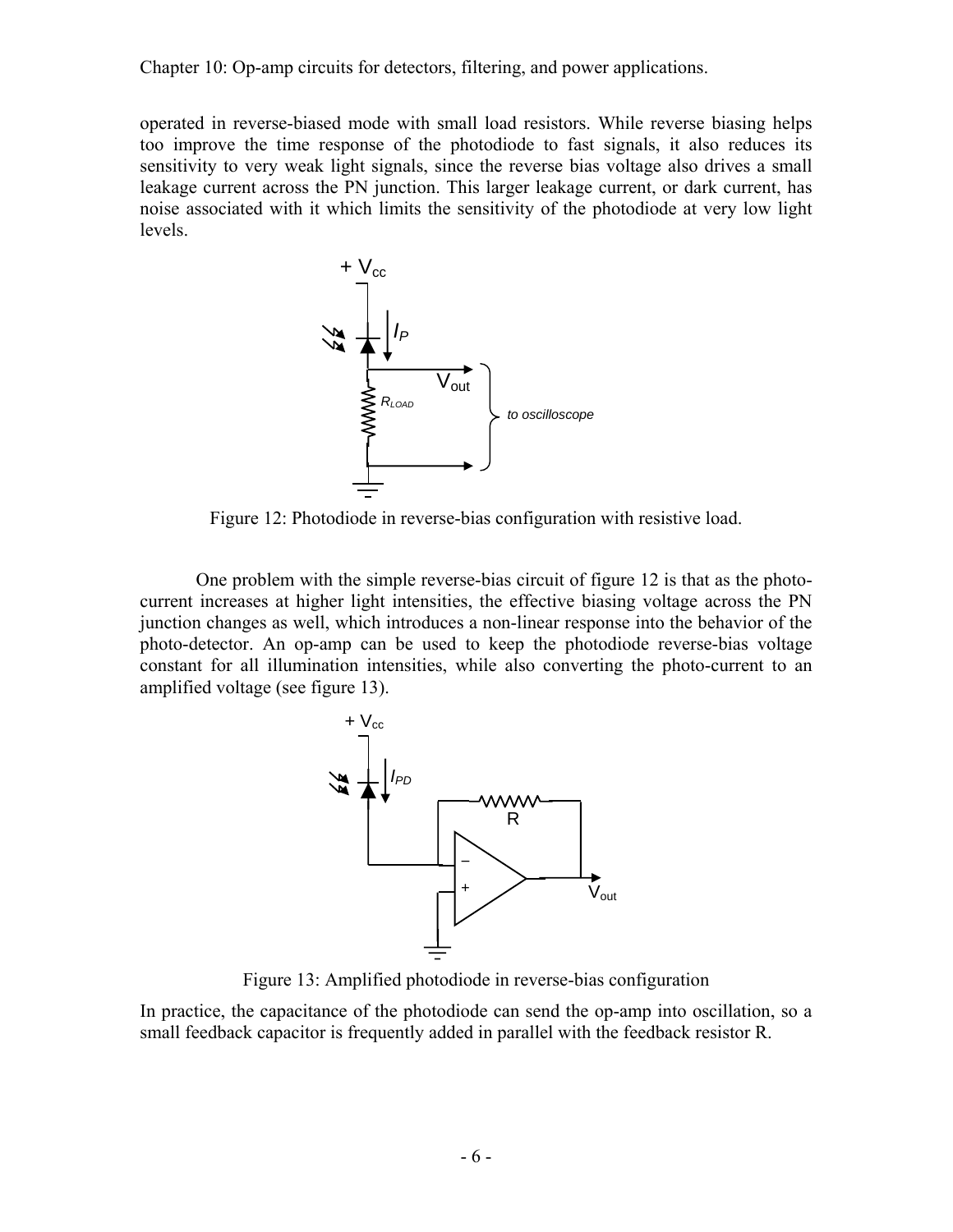operated in reverse-biased mode with small load resistors. While reverse biasing helps too improve the time response of the photodiode to fast signals, it also reduces its sensitivity to very weak light signals, since the reverse bias voltage also drives a small leakage current across the PN junction. This larger leakage current, or dark current, has noise associated with it which limits the sensitivity of the photodiode at very low light levels.

Figure 12: Photodiode in reverse-bias configuration with resistive load.

One problem with the simple reverse-bias circuit of figure 12 is that as the photo-current increases at higher light intensities, the effective biasing voltage across the PN junction changes as well, which introduces a non-linear response into the behavior of the photo-detector. An op-amp can be used to keep the photodiode reverse-bias voltage constant for all illumination intensities, while also converting the photo-current to an amplified voltage (see figure 13).

Figure 13: Amplified photodiode in reverse-bias configuration

In practice, the capacitance of the photodiode can send the op-amp into oscillation, so a small feedback capacitor is frequently added in parallel with the feedback resistor R.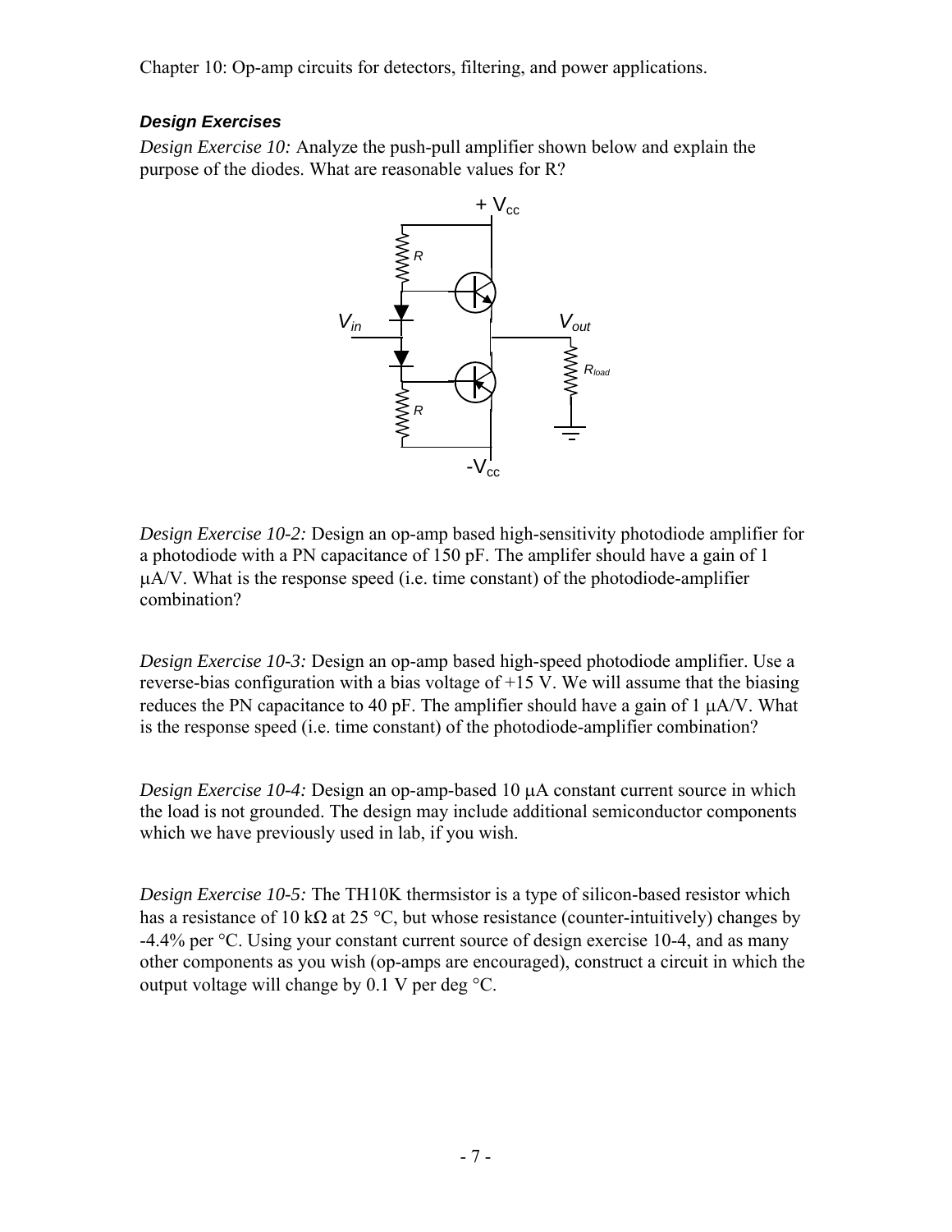Chapter 10: Op-amp circuits for detectors, filtering, and power applications.

### *Design Exercises*

*Design Exercise 10:* Analyze the push-pull amplifier shown below and explain the purpose of the diodes. What are reasonable values for R?

+ $V_{cc}$

R

$V_{in}$

$V_{out}$

$R_{load}$

R

$-V_{cc}$

*Design Exercise 10-2:* Design an op-amp based high-sensitivity photodiode amplifier for a photodiode with a PN capacitance of 150 pF. The amplifer should have a gain of 1 μA/V. What is the response speed (i.e. time constant) of the photodiode-amplifier combination?

*Design Exercise 10-3:* Design an op-amp based high-speed photodiode amplifier. Use a reverse-bias configuration with a bias voltage of +15 V. We will assume that the biasing reduces the PN capacitance to 40 pF. The amplifier should have a gain of 1 μA/V. What is the response speed (i.e. time constant) of the photodiode-amplifier combination?

*Design Exercise 10-4:* Design an op-amp-based 10 μA constant current source in which the load is not grounded. The design may include additional semiconductor components which we have previously used in lab, if you wish.

*Design Exercise 10-5:* The TH10K thermsistor is a type of silicon-based resistor which has a resistance of 10 kΩ at 25 °C, but whose resistance (counter-intuitively) changes by -4.4% per °C. Using your constant current source of design exercise 10-4, and as many other components as you wish (op-amps are encouraged), construct a circuit in which the output voltage will change by 0.1 V per deg °C.